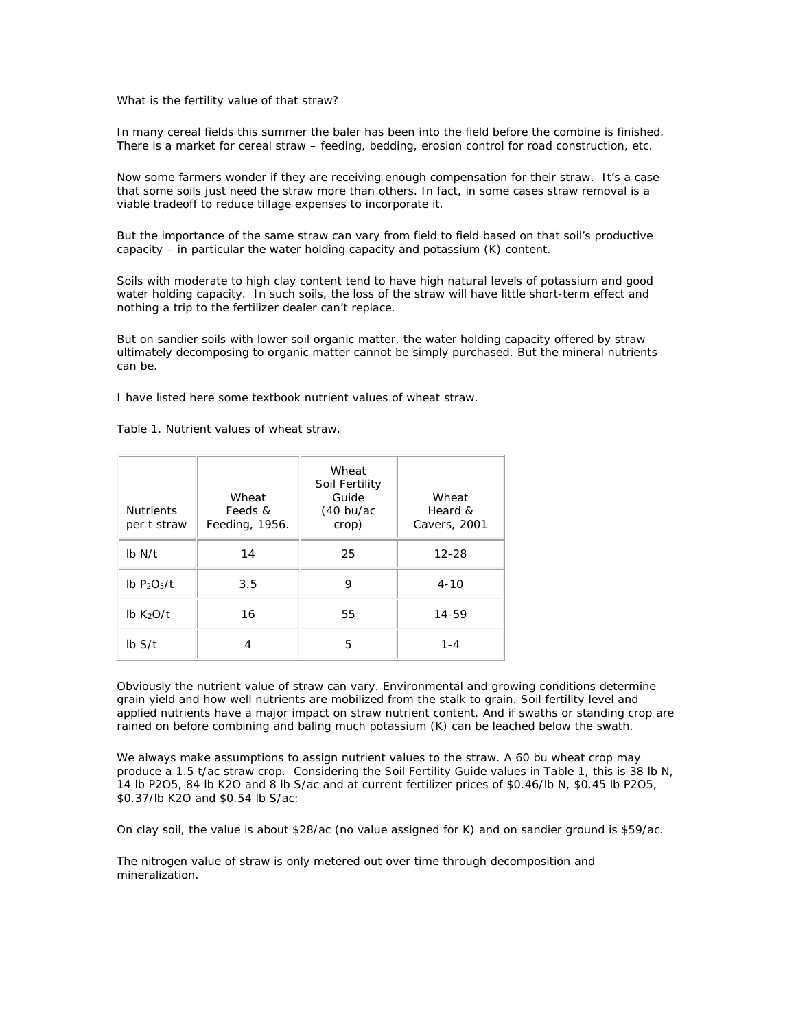What is the fertility value of that straw?

In many cereal fields this summer the baler has been into the field before the combine is finished. There is a market for cereal straw – feeding, bedding, erosion control for road construction, etc.

Now some farmers wonder if they are receiving enough compensation for their straw. It's a case that some soils just need the straw more than others. In fact, in some cases straw removal is a viable tradeoff to reduce tillage expenses to incorporate it.

But the importance of the same straw can vary from field to field based on that soil's productive capacity – in particular the water holding capacity and potassium (K) content.

Soils with moderate to high clay content tend to have high natural levels of potassium and good water holding capacity. In such soils, the loss of the straw will have little short-term effect and nothing a trip to the fertilizer dealer can't replace.

But on sandier soils with lower soil organic matter, the water holding capacity offered by straw ultimately decomposing to organic matter cannot be simply purchased. But the mineral nutrients can be.

I have listed here some textbook nutrient values of wheat straw.

Table 1. Nutrient values of wheat straw.

| Nutrients per t straw | Wheat Feeds & Feeding, 1956. | Wheat Soil Fertility Guide (40 bu/ac crop) | Wheat Heard & Cavers, 2001 |
|---|---|---|---|
| lb N/t | 14 | 25 | 12-28 |
| lb $P_2O_5$/t | 3.5 | 9 | 4-10 |
| lb $K_2O$/t | 16 | 55 | 14-59 |
| lb S/t | 4 | 5 | 1-4 |

Obviously the nutrient value of straw can vary. Environmental and growing conditions determine grain yield and how well nutrients are mobilized from the stalk to grain. Soil fertility level and applied nutrients have a major impact on straw nutrient content. And if swaths or standing crop are rained on before combining and baling much potassium (K) can be leached below the swath.

We always make assumptions to assign nutrient values to the straw. A 60 bu wheat crop may produce a 1.5 t/ac straw crop. Considering the Soil Fertility Guide values in Table 1, this is 38 lb N, 14 lb P2O5, 84 lb K2O and 8 lb S/ac and at current fertilizer prices of $0.46/lb N, $0.45 lb P2O5, $0.37/lb K2O and $0.54 lb S/ac:

On clay soil, the value is about $28/ac (no value assigned for K) and on sandier ground is $59/ac.

The nitrogen value of straw is only metered out over time through decomposition and mineralization.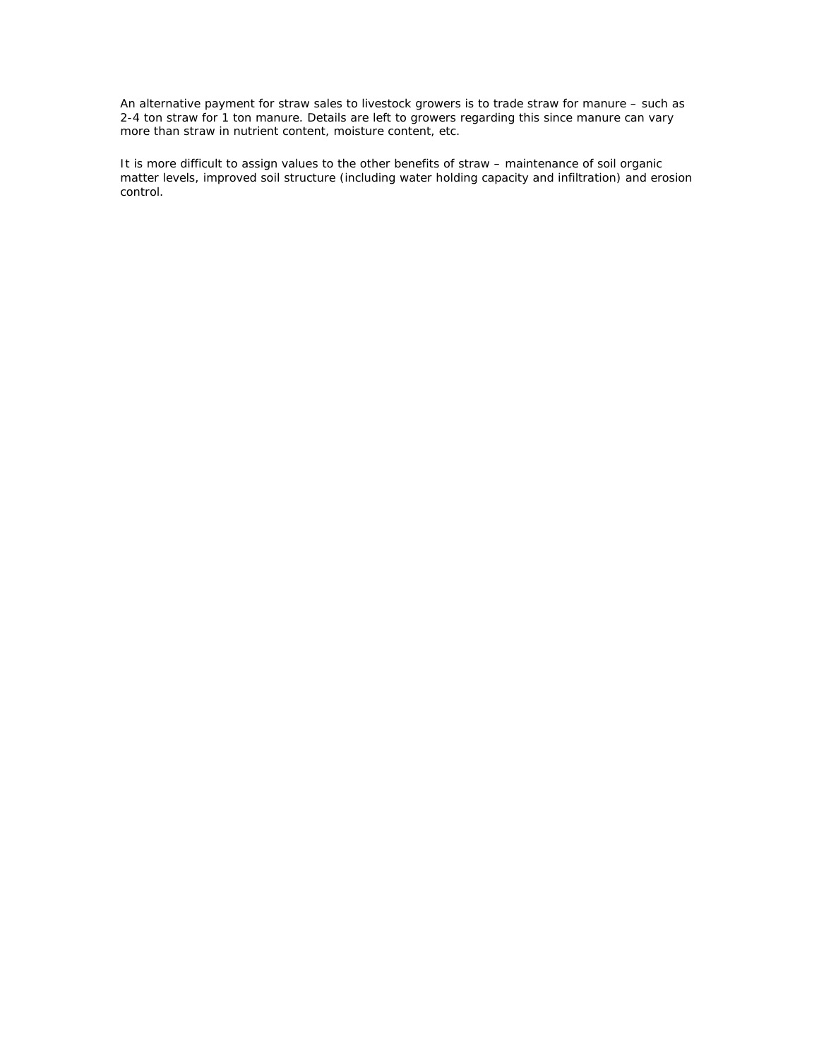An alternative payment for straw sales to livestock growers is to trade straw for manure – such as 2-4 ton straw for 1 ton manure. Details are left to growers regarding this since manure can vary more than straw in nutrient content, moisture content, etc.

It is more difficult to assign values to the other benefits of straw – maintenance of soil organic matter levels, improved soil structure (including water holding capacity and infiltration) and erosion control.